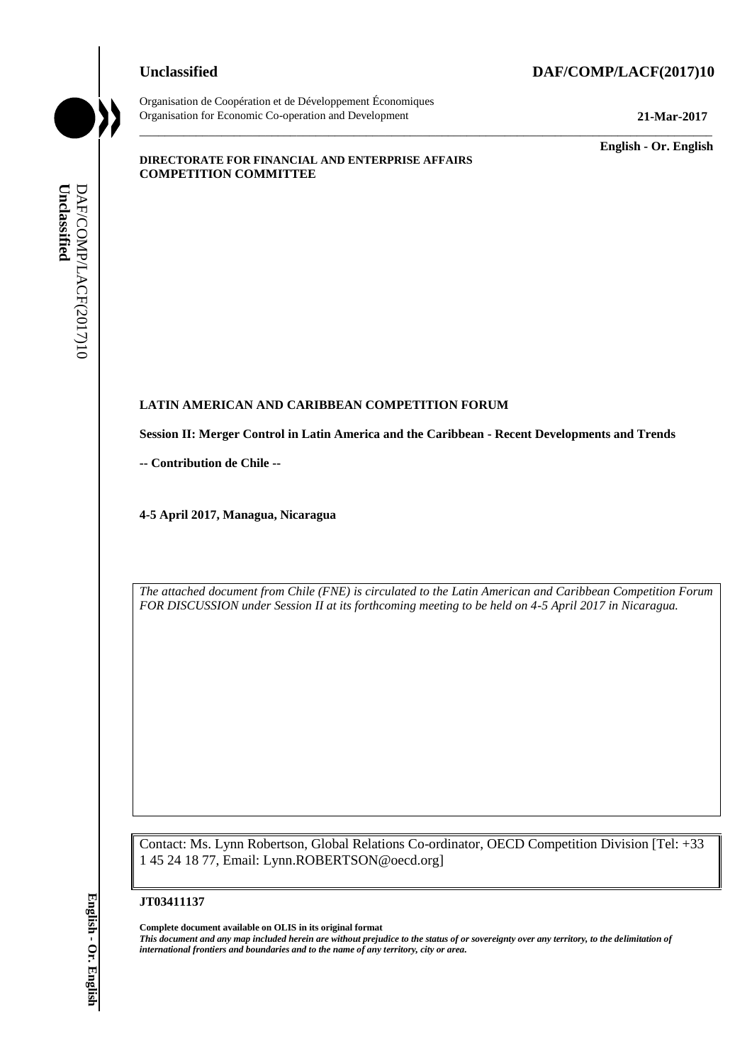**Unclassified** **DAF/COMP/LACF(2017)10**

Organisation de Coopération et de Développement Économiques
Organisation for Economic Co-operation and Development **21-Mar-2017**

**English - Or. English**

**DIRECTORATE FOR FINANCIAL AND ENTERPRISE AFFAIRS**
**COMPETITION COMMITTEE**

**LATIN AMERICAN AND CARIBBEAN COMPETITION FORUM**

**Session II: Merger Control in Latin America and the Caribbean - Recent Developments and Trends**

**-- Contribution de Chile --**

**4-5 April 2017, Managua, Nicaragua**

*The attached document from Chile (FNE) is circulated to the Latin American and Caribbean Competition Forum FOR DISCUSSION under Session II at its forthcoming meeting to be held on 4-5 April 2017 in Nicaragua.*

Contact: Ms. Lynn Robertson, Global Relations Co-ordinator, OECD Competition Division [Tel: +33 1 45 24 18 77, Email: Lynn.ROBERTSON@oecd.org]

**JT03411137**

**Complete document available on OLIS in its original format**
***This document and any map included herein are without prejudice to the status of or sovereignty over any territory, to the delimitation of international frontiers and boundaries and to the name of any territory, city or area.***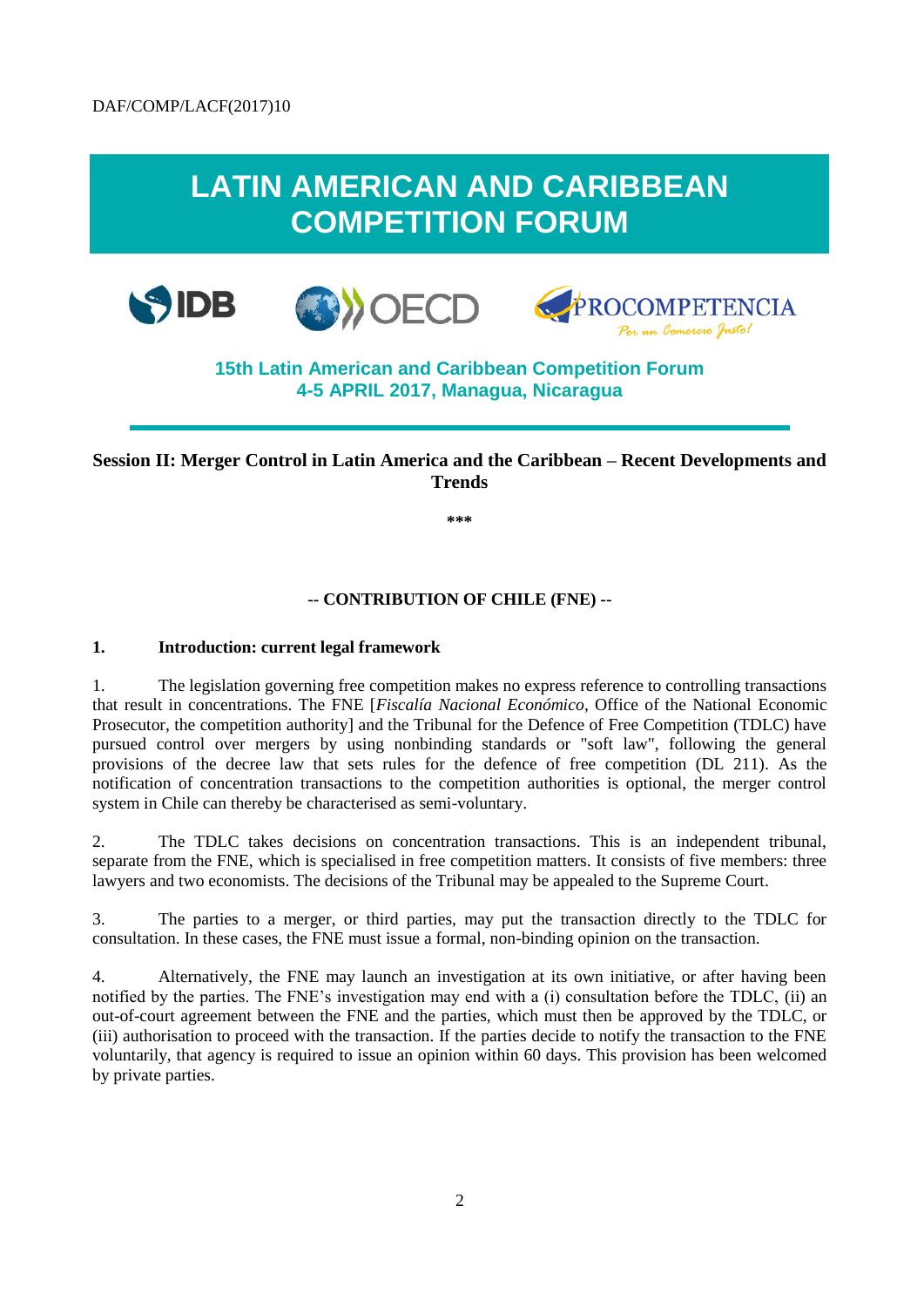DAF/COMP/LACF(2017)10

# LATIN AMERICAN AND CARIBBEAN COMPETITION FORUM

**15th Latin American and Caribbean Competition Forum**
**4-5 APRIL 2017, Managua, Nicaragua**

**Session II: Merger Control in Latin America and the Caribbean – Recent Developments and Trends**

**\*\*\***

**-- CONTRIBUTION OF CHILE (FNE) --**

## 1. Introduction: current legal framework

1. The legislation governing free competition makes no express reference to controlling transactions that result in concentrations. The FNE [*Fiscalía Nacional Económico*, Office of the National Economic Prosecutor, the competition authority] and the Tribunal for the Defence of Free Competition (TDLC) have pursued control over mergers by using nonbinding standards or "soft law", following the general provisions of the decree law that sets rules for the defence of free competition (DL 211). As the notification of concentration transactions to the competition authorities is optional, the merger control system in Chile can thereby be characterised as semi-voluntary.

2. The TDLC takes decisions on concentration transactions. This is an independent tribunal, separate from the FNE, which is specialised in free competition matters. It consists of five members: three lawyers and two economists. The decisions of the Tribunal may be appealed to the Supreme Court.

3. The parties to a merger, or third parties, may put the transaction directly to the TDLC for consultation. In these cases, the FNE must issue a formal, non-binding opinion on the transaction.

4. Alternatively, the FNE may launch an investigation at its own initiative, or after having been notified by the parties. The FNE's investigation may end with a (i) consultation before the TDLC, (ii) an out-of-court agreement between the FNE and the parties, which must then be approved by the TDLC, or (iii) authorisation to proceed with the transaction. If the parties decide to notify the transaction to the FNE voluntarily, that agency is required to issue an opinion within 60 days. This provision has been welcomed by private parties.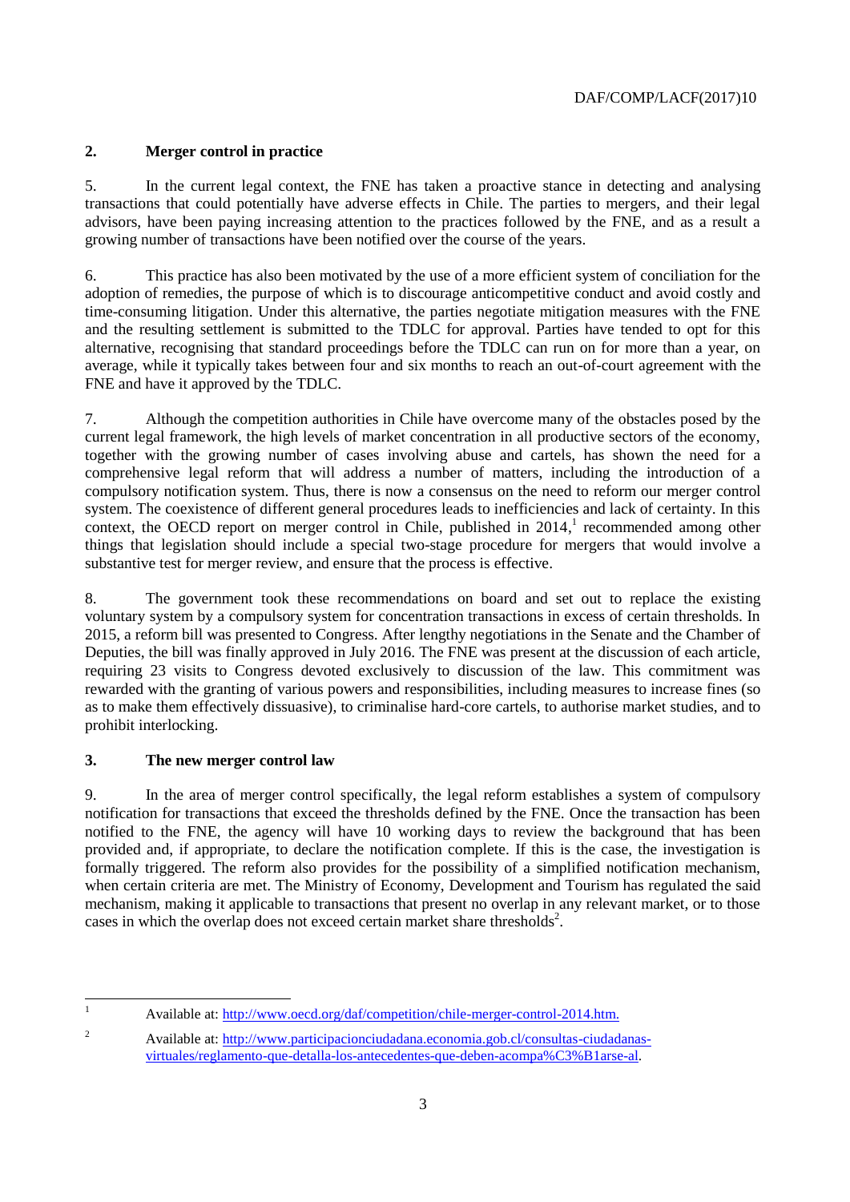## 2. Merger control in practice

5. In the current legal context, the FNE has taken a proactive stance in detecting and analysing transactions that could potentially have adverse effects in Chile. The parties to mergers, and their legal advisors, have been paying increasing attention to the practices followed by the FNE, and as a result a growing number of transactions have been notified over the course of the years.

6. This practice has also been motivated by the use of a more efficient system of conciliation for the adoption of remedies, the purpose of which is to discourage anticompetitive conduct and avoid costly and time-consuming litigation. Under this alternative, the parties negotiate mitigation measures with the FNE and the resulting settlement is submitted to the TDLC for approval. Parties have tended to opt for this alternative, recognising that standard proceedings before the TDLC can run on for more than a year, on average, while it typically takes between four and six months to reach an out-of-court agreement with the FNE and have it approved by the TDLC.

7. Although the competition authorities in Chile have overcome many of the obstacles posed by the current legal framework, the high levels of market concentration in all productive sectors of the economy, together with the growing number of cases involving abuse and cartels, has shown the need for a comprehensive legal reform that will address a number of matters, including the introduction of a compulsory notification system. Thus, there is now a consensus on the need to reform our merger control system. The coexistence of different general procedures leads to inefficiencies and lack of certainty. In this context, the OECD report on merger control in Chile, published in 2014,[1] recommended among other things that legislation should include a special two-stage procedure for mergers that would involve a substantive test for merger review, and ensure that the process is effective.

8. The government took these recommendations on board and set out to replace the existing voluntary system by a compulsory system for concentration transactions in excess of certain thresholds. In 2015, a reform bill was presented to Congress. After lengthy negotiations in the Senate and the Chamber of Deputies, the bill was finally approved in July 2016. The FNE was present at the discussion of each article, requiring 23 visits to Congress devoted exclusively to discussion of the law. This commitment was rewarded with the granting of various powers and responsibilities, including measures to increase fines (so as to make them effectively dissuasive), to criminalise hard-core cartels, to authorise market studies, and to prohibit interlocking.

## 3. The new merger control law

9. In the area of merger control specifically, the legal reform establishes a system of compulsory notification for transactions that exceed the thresholds defined by the FNE. Once the transaction has been notified to the FNE, the agency will have 10 working days to review the background that has been provided and, if appropriate, to declare the notification complete. If this is the case, the investigation is formally triggered. The reform also provides for the possibility of a simplified notification mechanism, when certain criteria are met. The Ministry of Economy, Development and Tourism has regulated the said mechanism, making it applicable to transactions that present no overlap in any relevant market, or to those cases in which the overlap does not exceed certain market share thresholds[2].

---

[1] Available at: http://www.oecd.org/daf/competition/chile-merger-control-2014.htm.

[2] Available at: http://www.participacionciudadana.economia.gob.cl/consultas-ciudadanas-virtuales/reglamento-que-detalla-los-antecedentes-que-deben-acompa%C3%B1arse-al.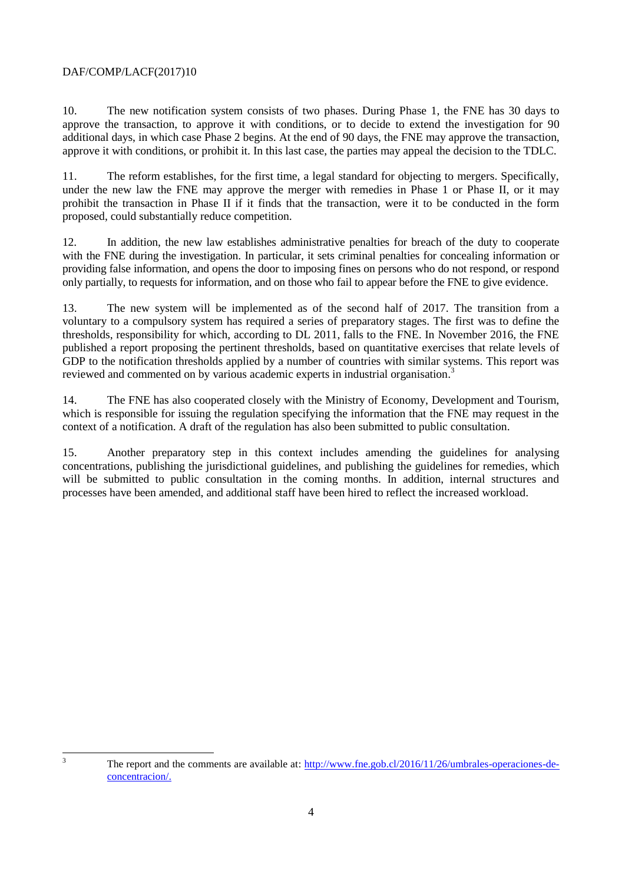10. The new notification system consists of two phases. During Phase 1, the FNE has 30 days to approve the transaction, to approve it with conditions, or to decide to extend the investigation for 90 additional days, in which case Phase 2 begins. At the end of 90 days, the FNE may approve the transaction, approve it with conditions, or prohibit it. In this last case, the parties may appeal the decision to the TDLC.

11. The reform establishes, for the first time, a legal standard for objecting to mergers. Specifically, under the new law the FNE may approve the merger with remedies in Phase 1 or Phase II, or it may prohibit the transaction in Phase II if it finds that the transaction, were it to be conducted in the form proposed, could substantially reduce competition.

12. In addition, the new law establishes administrative penalties for breach of the duty to cooperate with the FNE during the investigation. In particular, it sets criminal penalties for concealing information or providing false information, and opens the door to imposing fines on persons who do not respond, or respond only partially, to requests for information, and on those who fail to appear before the FNE to give evidence.

13. The new system will be implemented as of the second half of 2017. The transition from a voluntary to a compulsory system has required a series of preparatory stages. The first was to define the thresholds, responsibility for which, according to DL 2011, falls to the FNE. In November 2016, the FNE published a report proposing the pertinent thresholds, based on quantitative exercises that relate levels of GDP to the notification thresholds applied by a number of countries with similar systems. This report was reviewed and commented on by various academic experts in industrial organisation.[3]

14. The FNE has also cooperated closely with the Ministry of Economy, Development and Tourism, which is responsible for issuing the regulation specifying the information that the FNE may request in the context of a notification. A draft of the regulation has also been submitted to public consultation.

15. Another preparatory step in this context includes amending the guidelines for analysing concentrations, publishing the jurisdictional guidelines, and publishing the guidelines for remedies, which will be submitted to public consultation in the coming months. In addition, internal structures and processes have been amended, and additional staff have been hired to reflect the increased workload.

[3] The report and the comments are available at: http://www.fne.gob.cl/2016/11/26/umbrales-operaciones-de-concentracion/.